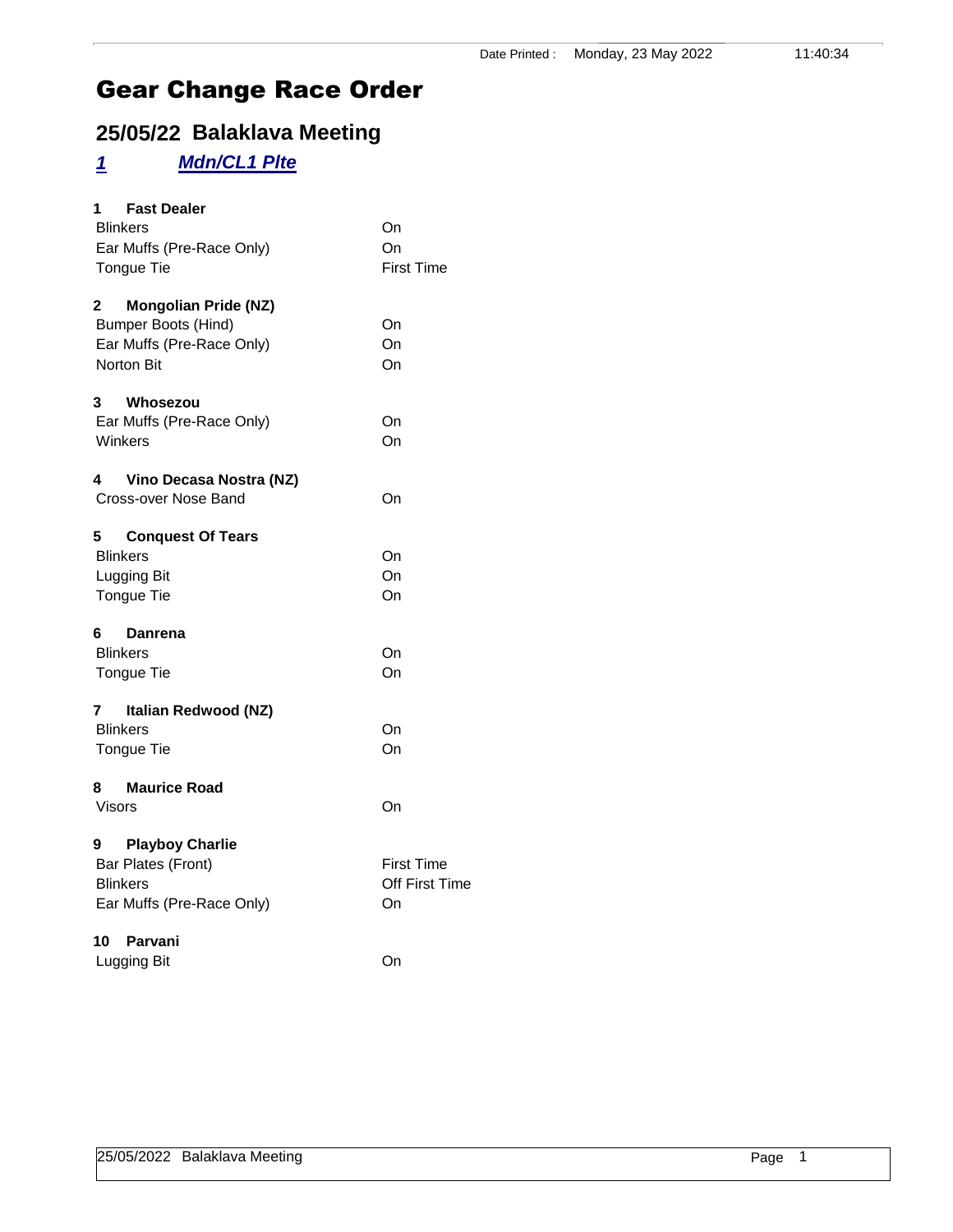Date Printed : Monday, 23 May 2022 11:40:34

# Gear Change Race Order

## 25/05/22 Balaklava Meeting

### *1 Mdn/CL1 Plte*

**1 Fast Dealer**

| | |
|---|---|
| Blinkers | On |
| Ear Muffs (Pre-Race Only) | On |
| Tongue Tie | First Time |

**2 Mongolian Pride (NZ)**

| | |
|---|---|
| Bumper Boots (Hind) | On |
| Ear Muffs (Pre-Race Only) | On |
| Norton Bit | On |

**3 Whosezou**

| | |
|---|---|
| Ear Muffs (Pre-Race Only) | On |
| Winkers | On |

**4 Vino Decasa Nostra (NZ)**

| | |
|---|---|
| Cross-over Nose Band | On |

**5 Conquest Of Tears**

| | |
|---|---|
| Blinkers | On |
| Lugging Bit | On |
| Tongue Tie | On |

**6 Danrena**

| | |
|---|---|
| Blinkers | On |
| Tongue Tie | On |

**7 Italian Redwood (NZ)**

| | |
|---|---|
| Blinkers | On |
| Tongue Tie | On |

**8 Maurice Road**

| | |
|---|---|
| Visors | On |

**9 Playboy Charlie**

| | |
|---|---|
| Bar Plates (Front) | First Time |
| Blinkers | Off First Time |
| Ear Muffs (Pre-Race Only) | On |

**10 Parvani**

| | |
|---|---|
| Lugging Bit | On |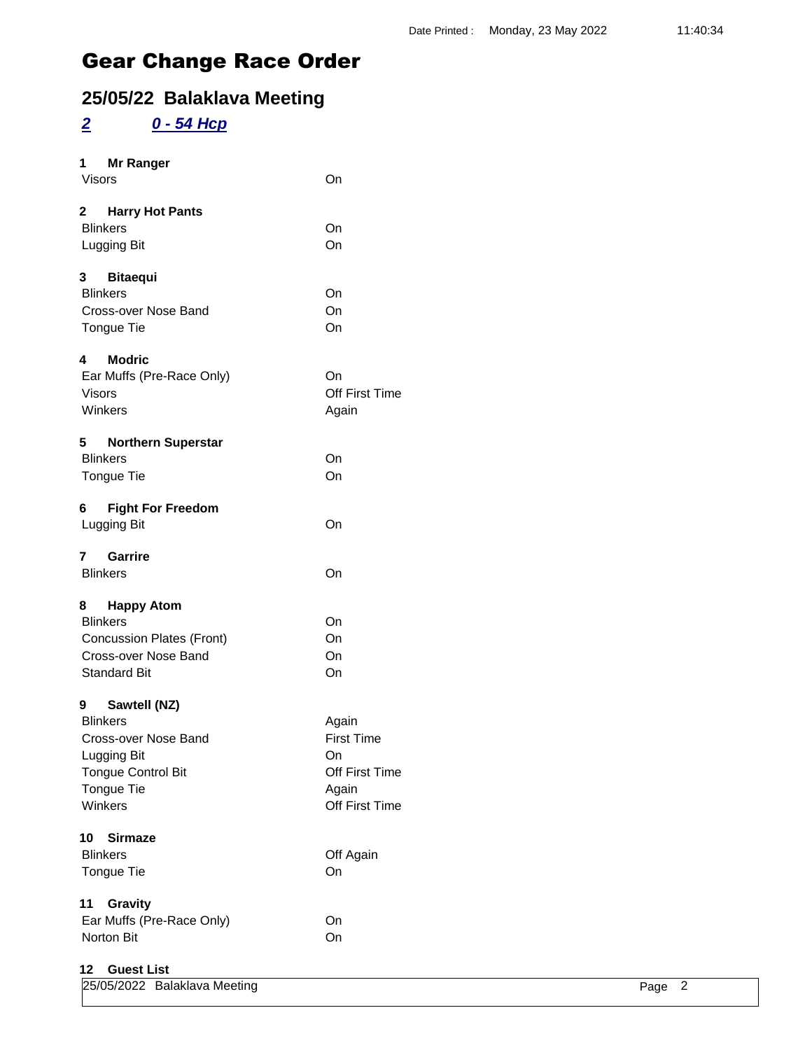# Gear Change Race Order

## 25/05/22 Balaklava Meeting

### *2* *0 - 54 Hcp*

**1 Mr Ranger**

| | |
|---|---|
| Visors | On |

**2 Harry Hot Pants**

| | |
|---|---|
| Blinkers | On |
| Lugging Bit | On |

**3 Bitaequi**

| | |
|---|---|
| Blinkers | On |
| Cross-over Nose Band | On |
| Tongue Tie | On |

**4 Modric**

| | |
|---|---|
| Ear Muffs (Pre-Race Only) | On |
| Visors | Off First Time |
| Winkers | Again |

**5 Northern Superstar**

| | |
|---|---|
| Blinkers | On |
| Tongue Tie | On |

**6 Fight For Freedom**

| | |
|---|---|
| Lugging Bit | On |

**7 Garrire**

| | |
|---|---|
| Blinkers | On |

**8 Happy Atom**

| | |
|---|---|
| Blinkers | On |
| Concussion Plates (Front) | On |
| Cross-over Nose Band | On |
| Standard Bit | On |

**9 Sawtell (NZ)**

| | |
|---|---|
| Blinkers | Again |
| Cross-over Nose Band | First Time |
| Lugging Bit | On |
| Tongue Control Bit | Off First Time |
| Tongue Tie | Again |
| Winkers | Off First Time |

**10 Sirmaze**

| | |
|---|---|
| Blinkers | Off Again |
| Tongue Tie | On |

**11 Gravity**

| | |
|---|---|
| Ear Muffs (Pre-Race Only) | On |
| Norton Bit | On |

**12 Guest List**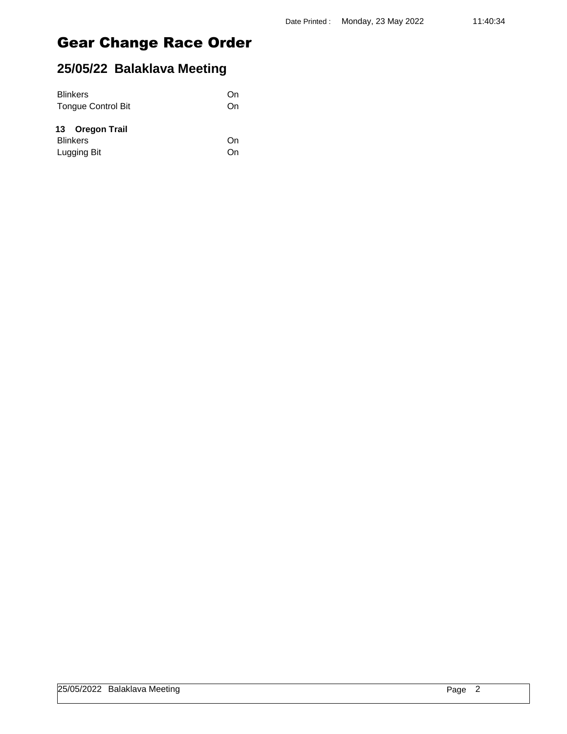# Gear Change Race Order

## 25/05/22 Balaklava Meeting

| | |
|---|---|
| Blinkers | On |
| Tongue Control Bit | On |

**13 Oregon Trail**

| | |
|---|---|
| Blinkers | On |
| Lugging Bit | On |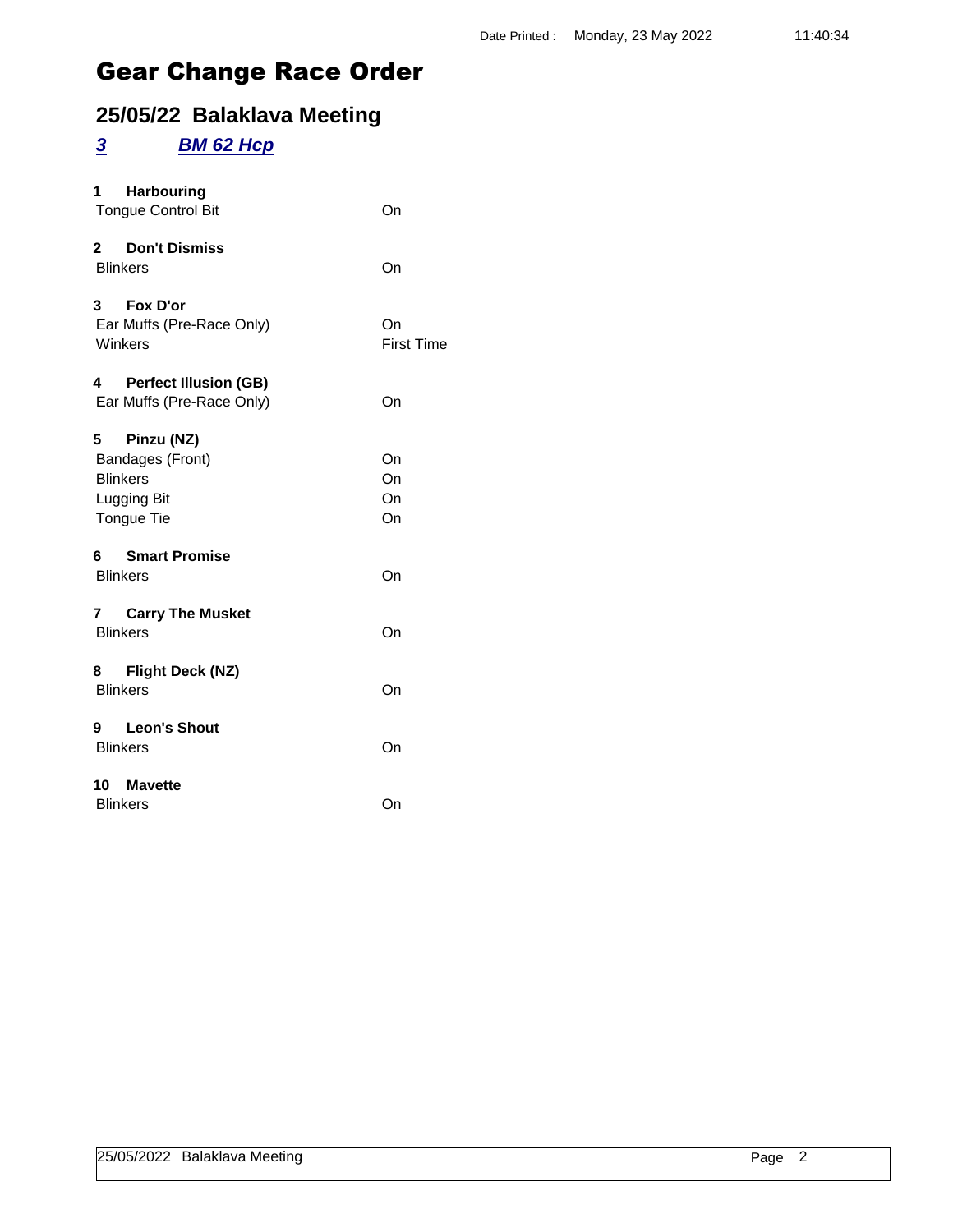Date Printed : Monday, 23 May 2022 11:40:34

# Gear Change Race Order

## 25/05/22 Balaklava Meeting

### ***3*** ***BM 62 Hcp***

**1 Harbouring**

| | |
|---|---|
| Tongue Control Bit | On |

**2 Don't Dismiss**

| | |
|---|---|
| Blinkers | On |

**3 Fox D'or**

| | |
|---|---|
| Ear Muffs (Pre-Race Only) | On |
| Winkers | First Time |

**4 Perfect Illusion (GB)**

| | |
|---|---|
| Ear Muffs (Pre-Race Only) | On |

**5 Pinzu (NZ)**

| | |
|---|---|
| Bandages (Front) | On |
| Blinkers | On |
| Lugging Bit | On |
| Tongue Tie | On |

**6 Smart Promise**

| | |
|---|---|
| Blinkers | On |

**7 Carry The Musket**

| | |
|---|---|
| Blinkers | On |

**8 Flight Deck (NZ)**

| | |
|---|---|
| Blinkers | On |

**9 Leon's Shout**

| | |
|---|---|
| Blinkers | On |

**10 Mavette**

| | |
|---|---|
| Blinkers | On |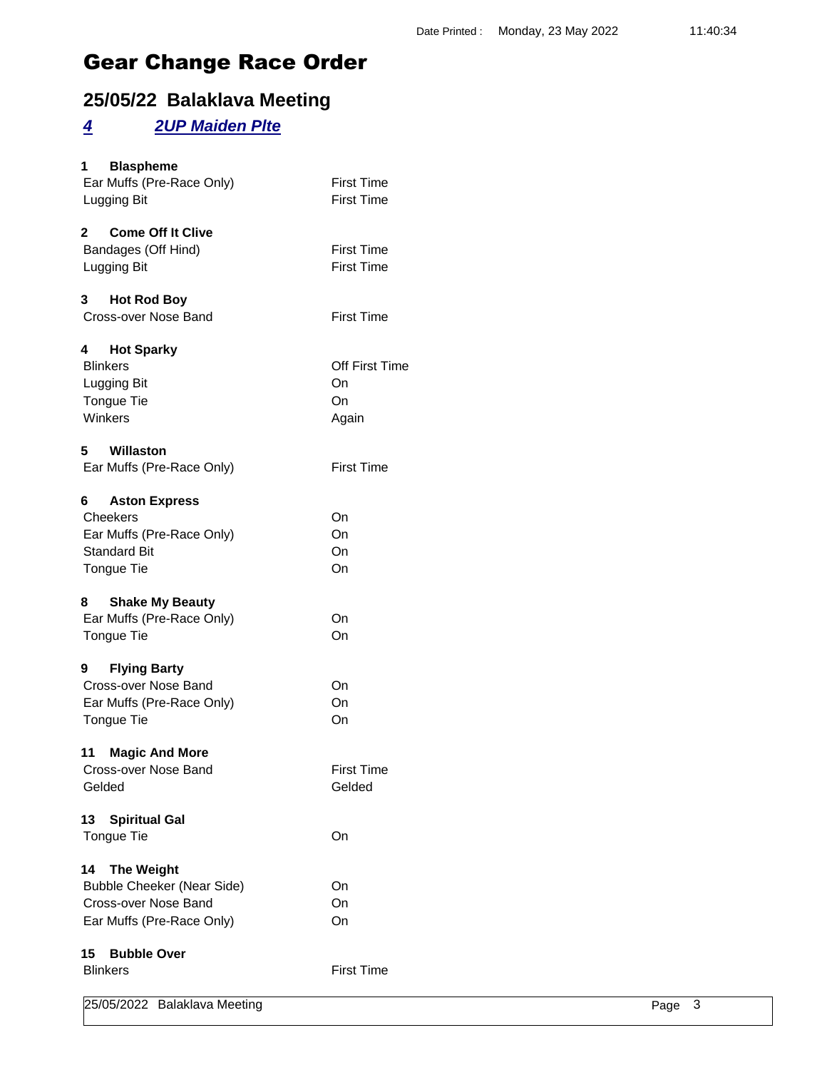# Gear Change Race Order

## 25/05/22 Balaklava Meeting

### *4* *2UP Maiden Plte*

**1 Blaspheme**

| | |
|---|---|
| Ear Muffs (Pre-Race Only) | First Time |
| Lugging Bit | First Time |

**2 Come Off It Clive**

| | |
|---|---|
| Bandages (Off Hind) | First Time |
| Lugging Bit | First Time |

**3 Hot Rod Boy**

| | |
|---|---|
| Cross-over Nose Band | First Time |

**4 Hot Sparky**

| | |
|---|---|
| Blinkers | Off First Time |
| Lugging Bit | On |
| Tongue Tie | On |
| Winkers | Again |

**5 Willaston**

| | |
|---|---|
| Ear Muffs (Pre-Race Only) | First Time |

**6 Aston Express**

| | |
|---|---|
| Cheekers | On |
| Ear Muffs (Pre-Race Only) | On |
| Standard Bit | On |
| Tongue Tie | On |

**8 Shake My Beauty**

| | |
|---|---|
| Ear Muffs (Pre-Race Only) | On |
| Tongue Tie | On |

**9 Flying Barty**

| | |
|---|---|
| Cross-over Nose Band | On |
| Ear Muffs (Pre-Race Only) | On |
| Tongue Tie | On |

**11 Magic And More**

| | |
|---|---|
| Cross-over Nose Band | First Time |
| Gelded | Gelded |

**13 Spiritual Gal**

| | |
|---|---|
| Tongue Tie | On |

**14 The Weight**

| | |
|---|---|
| Bubble Cheeker (Near Side) | On |
| Cross-over Nose Band | On |
| Ear Muffs (Pre-Race Only) | On |

**15 Bubble Over**

| | |
|---|---|
| Blinkers | First Time |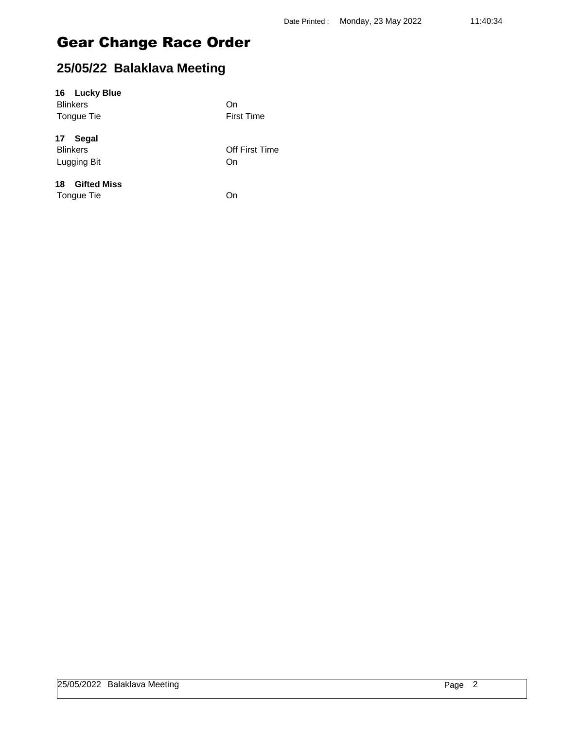# Gear Change Race Order

## 25/05/22 Balaklava Meeting

**16 Lucky Blue**

| | |
|---|---|
| Blinkers | On |
| Tongue Tie | First Time |

**17 Segal**

| | |
|---|---|
| Blinkers | Off First Time |
| Lugging Bit | On |

**18 Gifted Miss**

| | |
|---|---|
| Tongue Tie | On |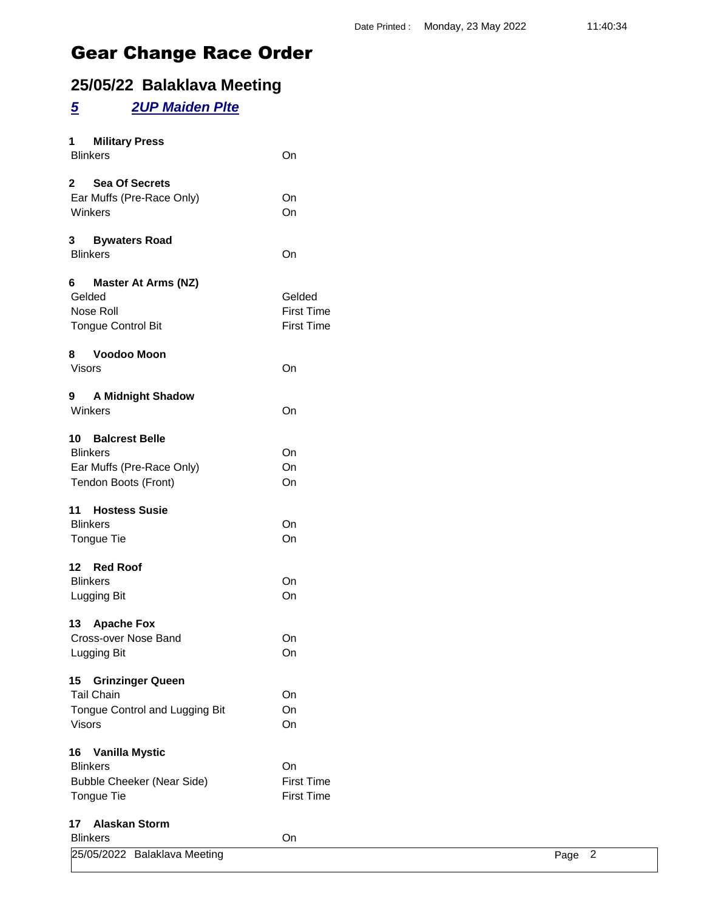# Gear Change Race Order

## 25/05/22 Balaklava Meeting

### *5* *2UP Maiden Plte*

**1 Military Press**

| | |
|---|---|
| Blinkers | On |

**2 Sea Of Secrets**

| | |
|---|---|
| Ear Muffs (Pre-Race Only) | On |
| Winkers | On |

**3 Bywaters Road**

| | |
|---|---|
| Blinkers | On |

**6 Master At Arms (NZ)**

| | |
|---|---|
| Gelded | Gelded |
| Nose Roll | First Time |
| Tongue Control Bit | First Time |

**8 Voodoo Moon**

| | |
|---|---|
| Visors | On |

**9 A Midnight Shadow**

| | |
|---|---|
| Winkers | On |

**10 Balcrest Belle**

| | |
|---|---|
| Blinkers | On |
| Ear Muffs (Pre-Race Only) | On |
| Tendon Boots (Front) | On |

**11 Hostess Susie**

| | |
|---|---|
| Blinkers | On |
| Tongue Tie | On |

**12 Red Roof**

| | |
|---|---|
| Blinkers | On |
| Lugging Bit | On |

**13 Apache Fox**

| | |
|---|---|
| Cross-over Nose Band | On |
| Lugging Bit | On |

**15 Grinzinger Queen**

| | |
|---|---|
| Tail Chain | On |
| Tongue Control and Lugging Bit | On |
| Visors | On |

**16 Vanilla Mystic**

| | |
|---|---|
| Blinkers | On |
| Bubble Cheeker (Near Side) | First Time |
| Tongue Tie | First Time |

**17 Alaskan Storm**

| | |
|---|---|
| Blinkers | On |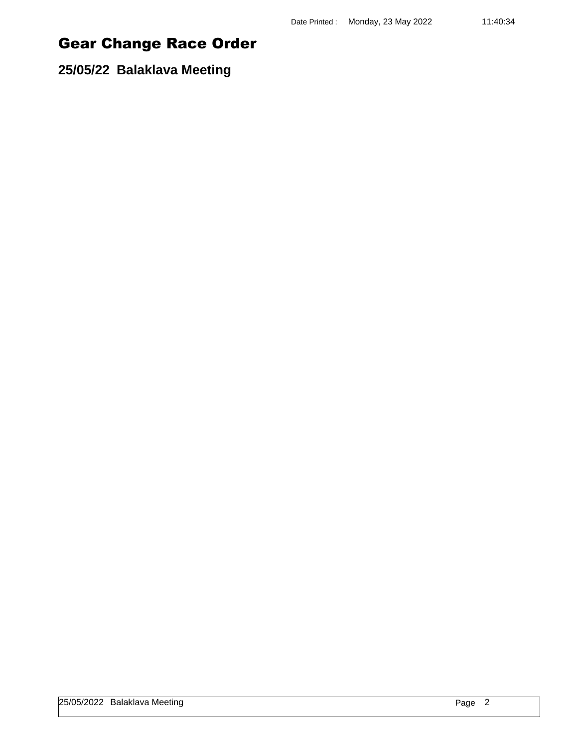# Gear Change Race Order

## 25/05/22 Balaklava Meeting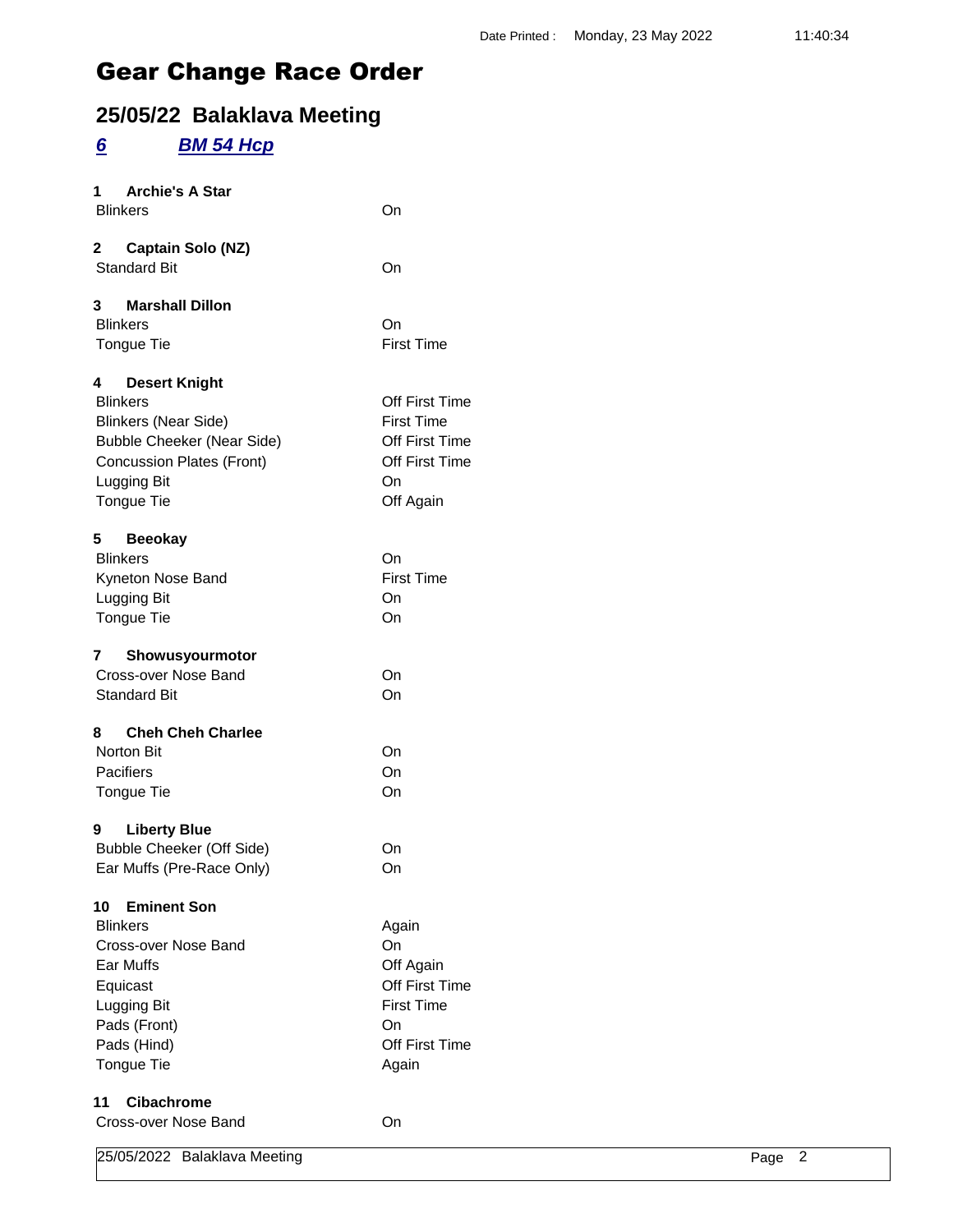Date Printed : Monday, 23 May 2022 11:40:34

# Gear Change Race Order

## 25/05/22 Balaklava Meeting

### *6* *BM 54 Hcp*

**1 Archie's A Star**

| | |
|---|---|
| Blinkers | On |

**2 Captain Solo (NZ)**

| | |
|---|---|
| Standard Bit | On |

**3 Marshall Dillon**

| | |
|---|---|
| Blinkers | On |
| Tongue Tie | First Time |

**4 Desert Knight**

| | |
|---|---|
| Blinkers | Off First Time |
| Blinkers (Near Side) | First Time |
| Bubble Cheeker (Near Side) | Off First Time |
| Concussion Plates (Front) | Off First Time |
| Lugging Bit | On |
| Tongue Tie | Off Again |

**5 Beeokay**

| | |
|---|---|
| Blinkers | On |
| Kyneton Nose Band | First Time |
| Lugging Bit | On |
| Tongue Tie | On |

**7 Showusyourmotor**

| | |
|---|---|
| Cross-over Nose Band | On |
| Standard Bit | On |

**8 Cheh Cheh Charlee**

| | |
|---|---|
| Norton Bit | On |
| Pacifiers | On |
| Tongue Tie | On |

**9 Liberty Blue**

| | |
|---|---|
| Bubble Cheeker (Off Side) | On |
| Ear Muffs (Pre-Race Only) | On |

**10 Eminent Son**

| | |
|---|---|
| Blinkers | Again |
| Cross-over Nose Band | On |
| Ear Muffs | Off Again |
| Equicast | Off First Time |
| Lugging Bit | First Time |
| Pads (Front) | On |
| Pads (Hind) | Off First Time |
| Tongue Tie | Again |

**11 Cibachrome**

| | |
|---|---|
| Cross-over Nose Band | On |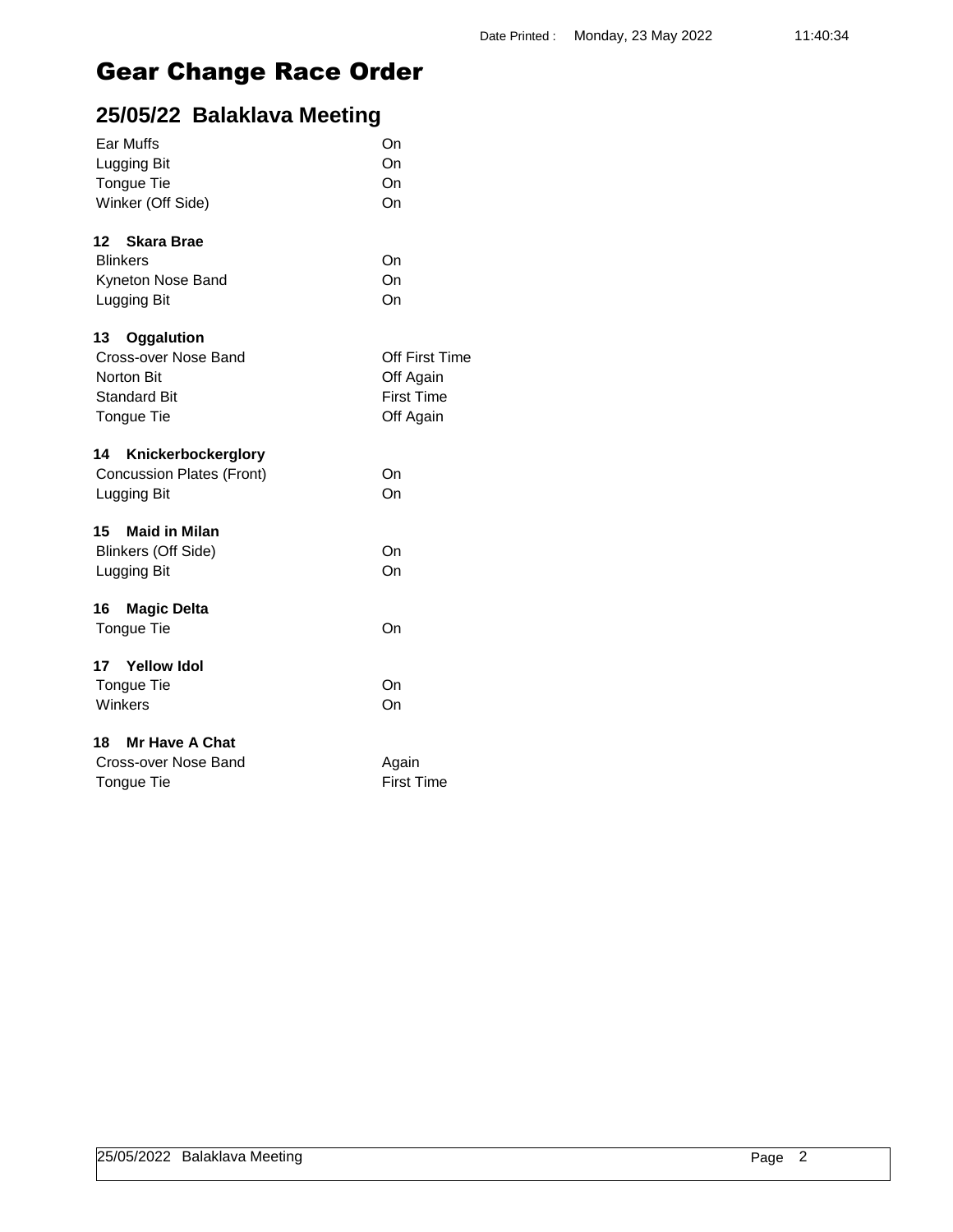# Gear Change Race Order

## 25/05/22 Balaklava Meeting

| | |
|---|---|
| Ear Muffs | On |
| Lugging Bit | On |
| Tongue Tie | On |
| Winker (Off Side) | On |

**12 Skara Brae**

| | |
|---|---|
| Blinkers | On |
| Kyneton Nose Band | On |
| Lugging Bit | On |

**13 Oggalution**

| | |
|---|---|
| Cross-over Nose Band | Off First Time |
| Norton Bit | Off Again |
| Standard Bit | First Time |
| Tongue Tie | Off Again |

**14 Knickerbockerglory**

| | |
|---|---|
| Concussion Plates (Front) | On |
| Lugging Bit | On |

**15 Maid in Milan**

| | |
|---|---|
| Blinkers (Off Side) | On |
| Lugging Bit | On |

**16 Magic Delta**

| | |
|---|---|
| Tongue Tie | On |

**17 Yellow Idol**

| | |
|---|---|
| Tongue Tie | On |
| Winkers | On |

**18 Mr Have A Chat**

| | |
|---|---|
| Cross-over Nose Band | Again |
| Tongue Tie | First Time |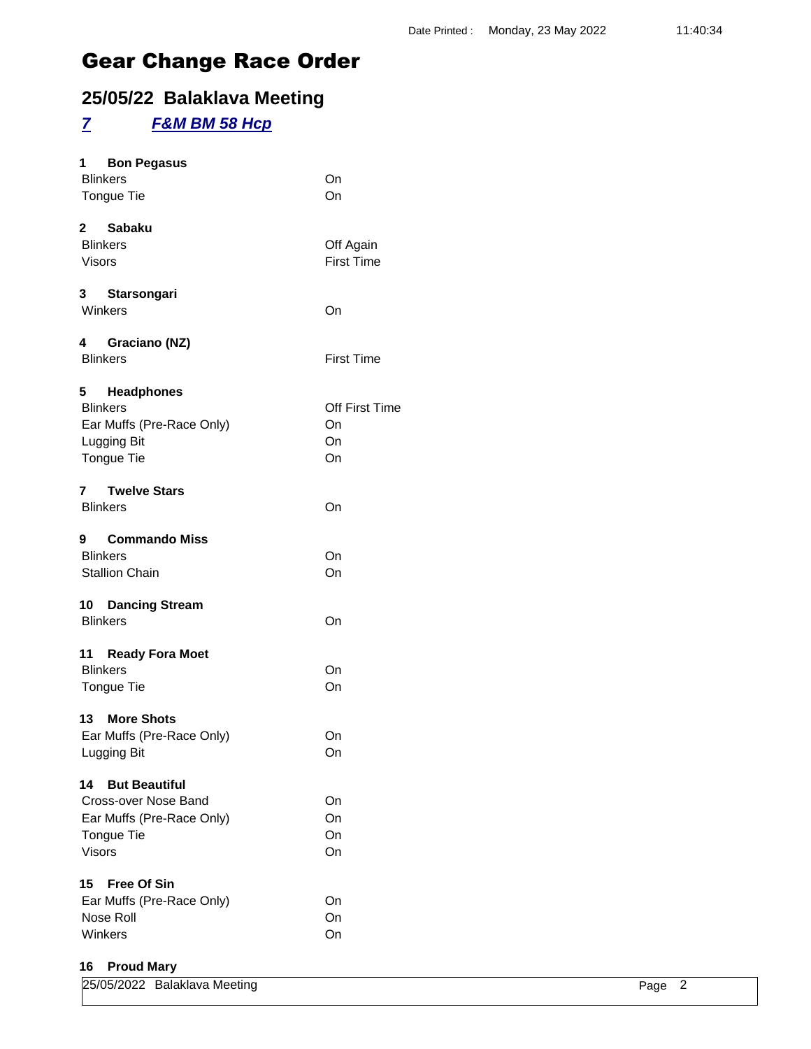# Gear Change Race Order

## 25/05/22 Balaklava Meeting

### *7 F&M BM 58 Hcp*

**1 Bon Pegasus**

| | |
|---|---|
| Blinkers | On |
| Tongue Tie | On |

**2 Sabaku**

| | |
|---|---|
| Blinkers | Off Again |
| Visors | First Time |

**3 Starsongari**

| | |
|---|---|
| Winkers | On |

**4 Graciano (NZ)**

| | |
|---|---|
| Blinkers | First Time |

**5 Headphones**

| | |
|---|---|
| Blinkers | Off First Time |
| Ear Muffs (Pre-Race Only) | On |
| Lugging Bit | On |
| Tongue Tie | On |

**7 Twelve Stars**

| | |
|---|---|
| Blinkers | On |

**9 Commando Miss**

| | |
|---|---|
| Blinkers | On |
| Stallion Chain | On |

**10 Dancing Stream**

| | |
|---|---|
| Blinkers | On |

**11 Ready Fora Moet**

| | |
|---|---|
| Blinkers | On |
| Tongue Tie | On |

**13 More Shots**

| | |
|---|---|
| Ear Muffs (Pre-Race Only) | On |
| Lugging Bit | On |

**14 But Beautiful**

| | |
|---|---|
| Cross-over Nose Band | On |
| Ear Muffs (Pre-Race Only) | On |
| Tongue Tie | On |
| Visors | On |

**15 Free Of Sin**

| | |
|---|---|
| Ear Muffs (Pre-Race Only) | On |
| Nose Roll | On |
| Winkers | On |

**16 Proud Mary**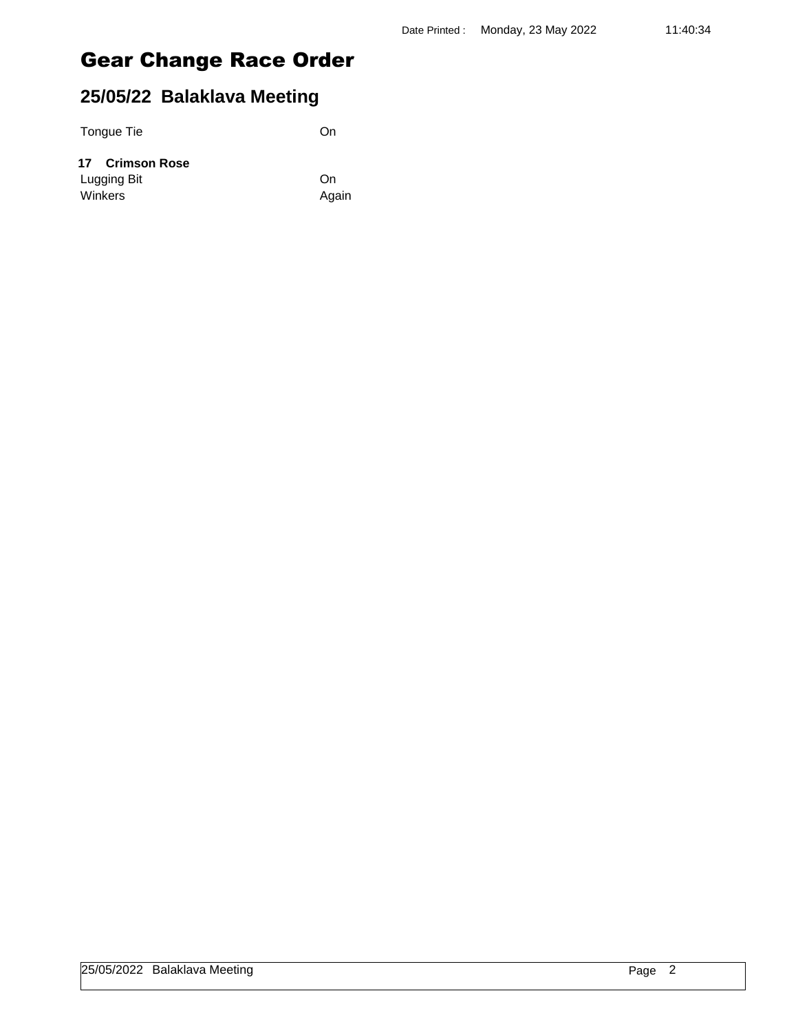# Gear Change Race Order

## 25/05/22 Balaklava Meeting

| | |
|---|---|
| Tongue Tie | On |

**17 Crimson Rose**

| | |
|---|---|
| Lugging Bit | On |
| Winkers | Again |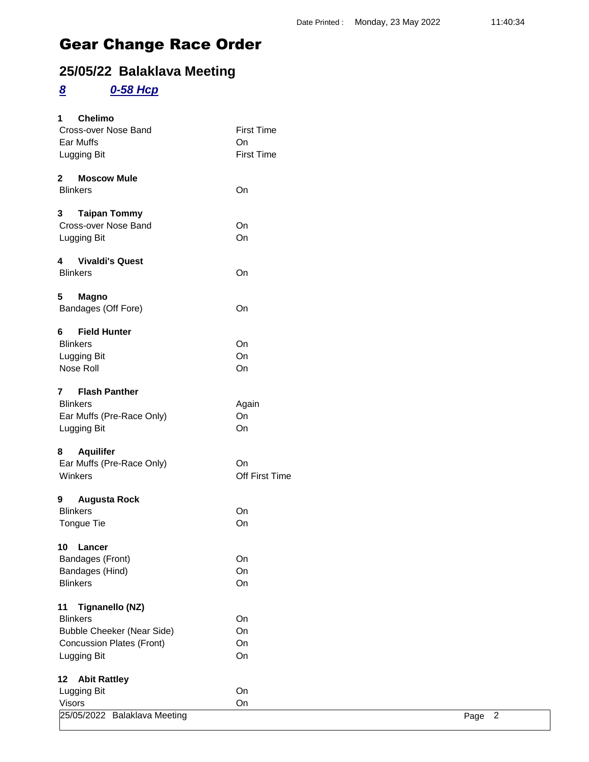# Gear Change Race Order

## 25/05/22 Balaklava Meeting

### *8* *0-58 Hcp*

**1 Chelimo**

| | |
|---|---|
| Cross-over Nose Band | First Time |
| Ear Muffs | On |
| Lugging Bit | First Time |

**2 Moscow Mule**

| | |
|---|---|
| Blinkers | On |

**3 Taipan Tommy**

| | |
|---|---|
| Cross-over Nose Band | On |
| Lugging Bit | On |

**4 Vivaldi's Quest**

| | |
|---|---|
| Blinkers | On |

**5 Magno**

| | |
|---|---|
| Bandages (Off Fore) | On |

**6 Field Hunter**

| | |
|---|---|
| Blinkers | On |
| Lugging Bit | On |
| Nose Roll | On |

**7 Flash Panther**

| | |
|---|---|
| Blinkers | Again |
| Ear Muffs (Pre-Race Only) | On |
| Lugging Bit | On |

**8 Aquilifer**

| | |
|---|---|
| Ear Muffs (Pre-Race Only) | On |
| Winkers | Off First Time |

**9 Augusta Rock**

| | |
|---|---|
| Blinkers | On |
| Tongue Tie | On |

**10 Lancer**

| | |
|---|---|
| Bandages (Front) | On |
| Bandages (Hind) | On |
| Blinkers | On |

**11 Tignanello (NZ)**

| | |
|---|---|
| Blinkers | On |
| Bubble Cheeker (Near Side) | On |
| Concussion Plates (Front) | On |
| Lugging Bit | On |

**12 Abit Rattley**

| | |
|---|---|
| Lugging Bit | On |
| Visors | On |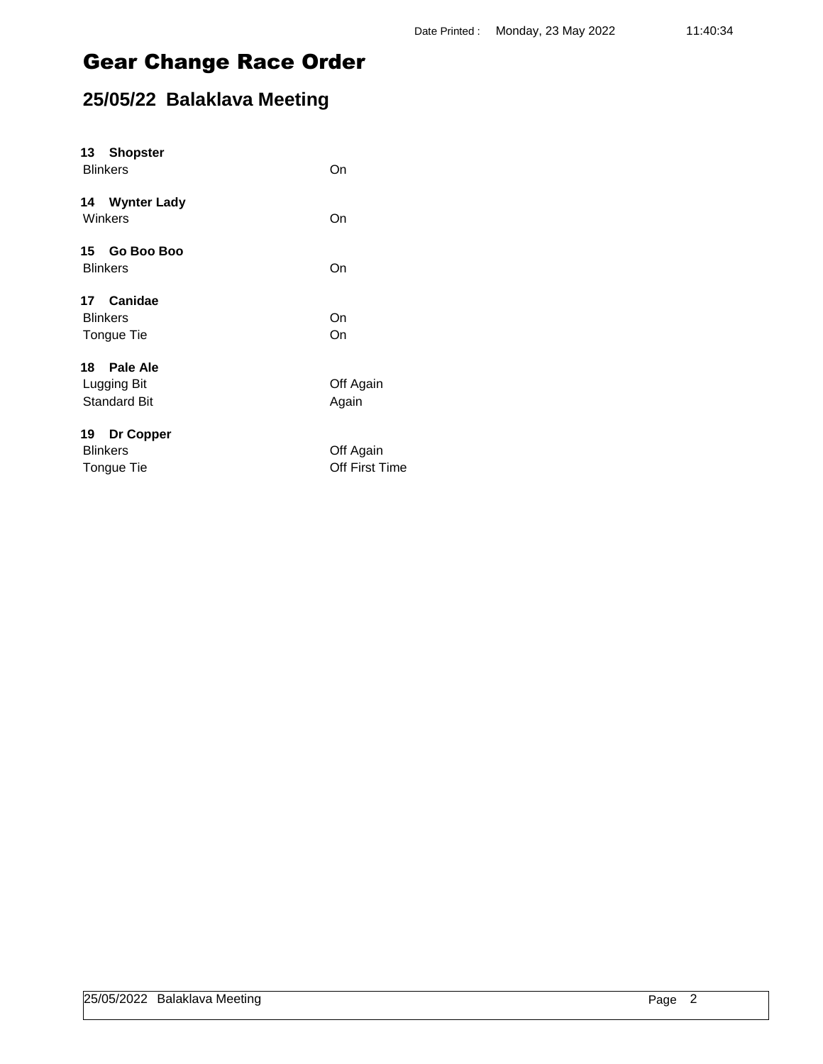# Gear Change Race Order

## 25/05/22 Balaklava Meeting

**13 Shopster**

| | |
|---|---|
| Blinkers | On |

**14 Wynter Lady**

| | |
|---|---|
| Winkers | On |

**15 Go Boo Boo**

| | |
|---|---|
| Blinkers | On |

**17 Canidae**

| | |
|---|---|
| Blinkers | On |
| Tongue Tie | On |

**18 Pale Ale**

| | |
|---|---|
| Lugging Bit | Off Again |
| Standard Bit | Again |

**19 Dr Copper**

| | |
|---|---|
| Blinkers | Off Again |
| Tongue Tie | Off First Time |